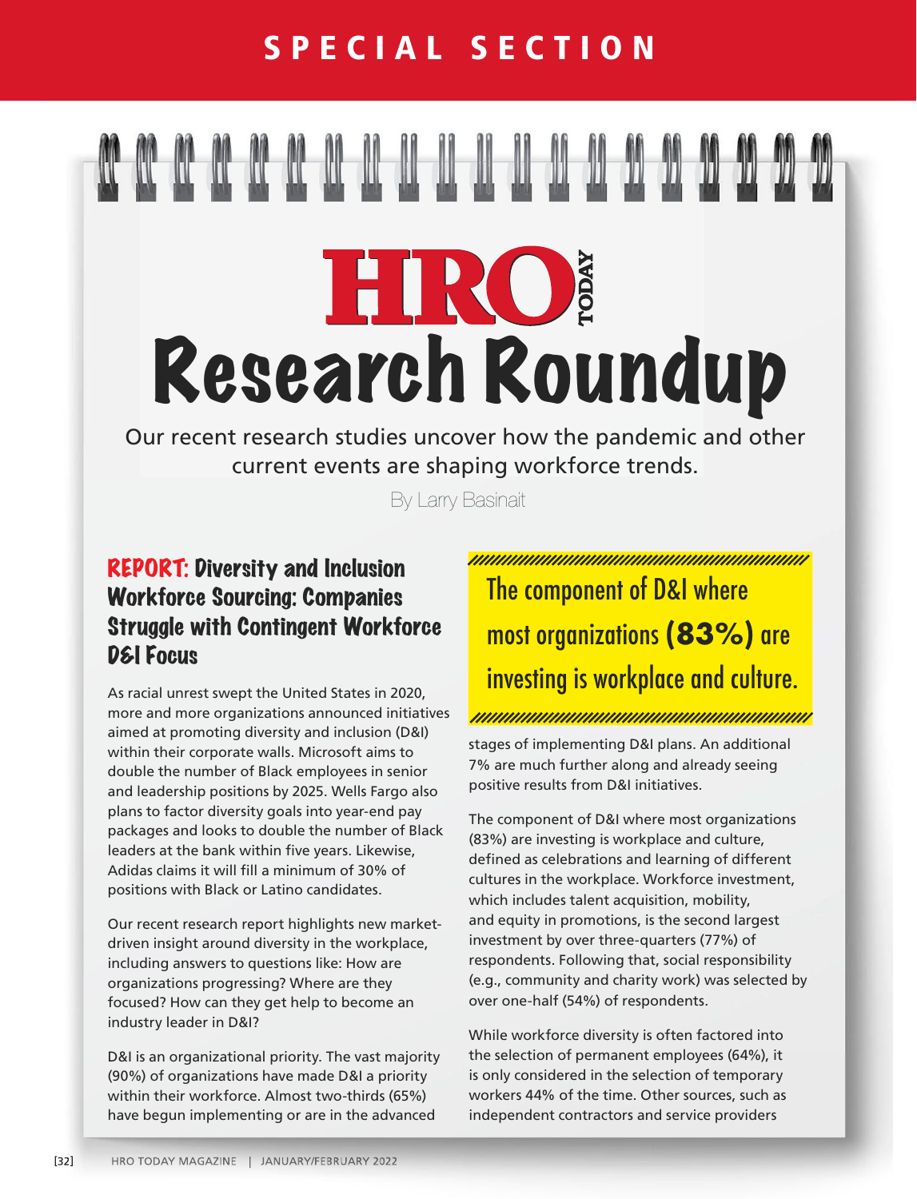SPECIAL SECTION

# HRO TODAY Research Roundup

Our recent research studies uncover how the pandemic and other current events are shaping workforce trends.

By Larry Basinait

## REPORT: Diversity and Inclusion Workforce Sourcing: Companies Struggle with Contingent Workforce D&I Focus

As racial unrest swept the United States in 2020, more and more organizations announced initiatives aimed at promoting diversity and inclusion (D&I) within their corporate walls. Microsoft aims to double the number of Black employees in senior and leadership positions by 2025. Wells Fargo also plans to factor diversity goals into year-end pay packages and looks to double the number of Black leaders at the bank within five years. Likewise, Adidas claims it will fill a minimum of 30% of positions with Black or Latino candidates.

Our recent research report highlights new market-driven insight around diversity in the workplace, including answers to questions like: How are organizations progressing? Where are they focused? How can they get help to become an industry leader in D&I?

D&I is an organizational priority. The vast majority (90%) of organizations have made D&I a priority within their workforce. Almost two-thirds (65%) have begun implementing or are in the advanced stages of implementing D&I plans. An additional 7% are much further along and already seeing positive results from D&I initiatives.

> The component of D&I where most organizations **(83%)** are investing is workplace and culture.

The component of D&I where most organizations (83%) are investing is workplace and culture, defined as celebrations and learning of different cultures in the workplace. Workforce investment, which includes talent acquisition, mobility, and equity in promotions, is the second largest investment by over three-quarters (77%) of respondents. Following that, social responsibility (e.g., community and charity work) was selected by over one-half (54%) of respondents.

While workforce diversity is often factored into the selection of permanent employees (64%), it is only considered in the selection of temporary workers 44% of the time. Other sources, such as independent contractors and service providers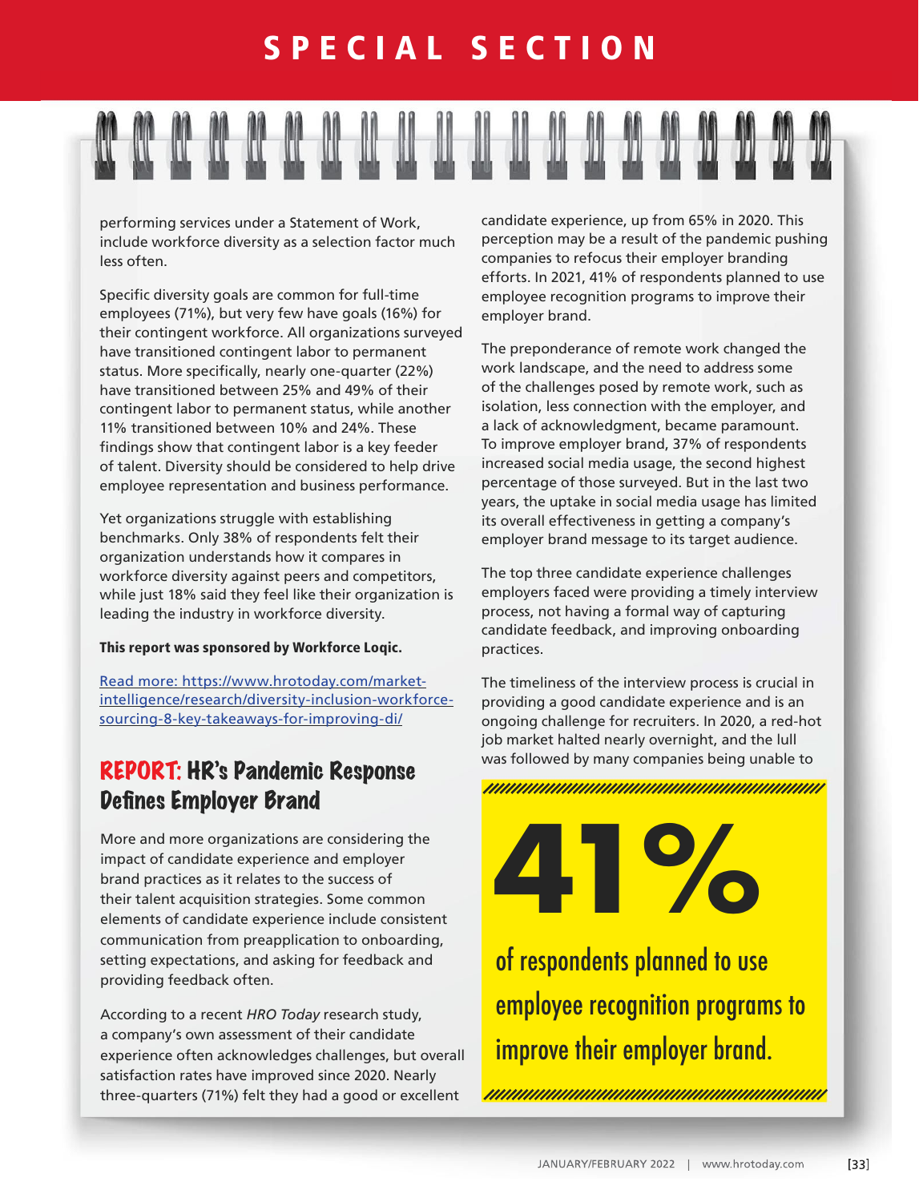performing services under a Statement of Work, include workforce diversity as a selection factor much less often.

Specific diversity goals are common for full-time employees (71%), but very few have goals (16%) for their contingent workforce. All organizations surveyed have transitioned contingent labor to permanent status. More specifically, nearly one-quarter (22%) have transitioned between 25% and 49% of their contingent labor to permanent status, while another 11% transitioned between 10% and 24%. These findings show that contingent labor is a key feeder of talent. Diversity should be considered to help drive employee representation and business performance.

Yet organizations struggle with establishing benchmarks. Only 38% of respondents felt their organization understands how it compares in workforce diversity against peers and competitors, while just 18% said they feel like their organization is leading the industry in workforce diversity.

**This report was sponsored by Workforce Loqic.**

[Read more: https://www.hrotoday.com/market-intelligence/research/diversity-inclusion-workforce-sourcing-8-key-takeaways-for-improving-di/](https://www.hrotoday.com/market-intelligence/research/diversity-inclusion-workforce-sourcing-8-key-takeaways-for-improving-di/)

## REPORT: HR's Pandemic Response Defines Employer Brand

More and more organizations are considering the impact of candidate experience and employer brand practices as it relates to the success of their talent acquisition strategies. Some common elements of candidate experience include consistent communication from preapplication to onboarding, setting expectations, and asking for feedback and providing feedback often.

According to a recent *HRO Today* research study, a company's own assessment of their candidate experience often acknowledges challenges, but overall satisfaction rates have improved since 2020. Nearly three-quarters (71%) felt they had a good or excellent candidate experience, up from 65% in 2020. This perception may be a result of the pandemic pushing companies to refocus their employer branding efforts. In 2021, 41% of respondents planned to use employee recognition programs to improve their employer brand.

The preponderance of remote work changed the work landscape, and the need to address some of the challenges posed by remote work, such as isolation, less connection with the employer, and a lack of acknowledgment, became paramount. To improve employer brand, 37% of respondents increased social media usage, the second highest percentage of those surveyed. But in the last two years, the uptake in social media usage has limited its overall effectiveness in getting a company's employer brand message to its target audience.

The top three candidate experience challenges employers faced were providing a timely interview process, not having a formal way of capturing candidate feedback, and improving onboarding practices.

The timeliness of the interview process is crucial in providing a good candidate experience and is an ongoing challenge for recruiters. In 2020, a red-hot job market halted nearly overnight, and the lull was followed by many companies being unable to

**41%**

**of respondents planned to use employee recognition programs to improve their employer brand.**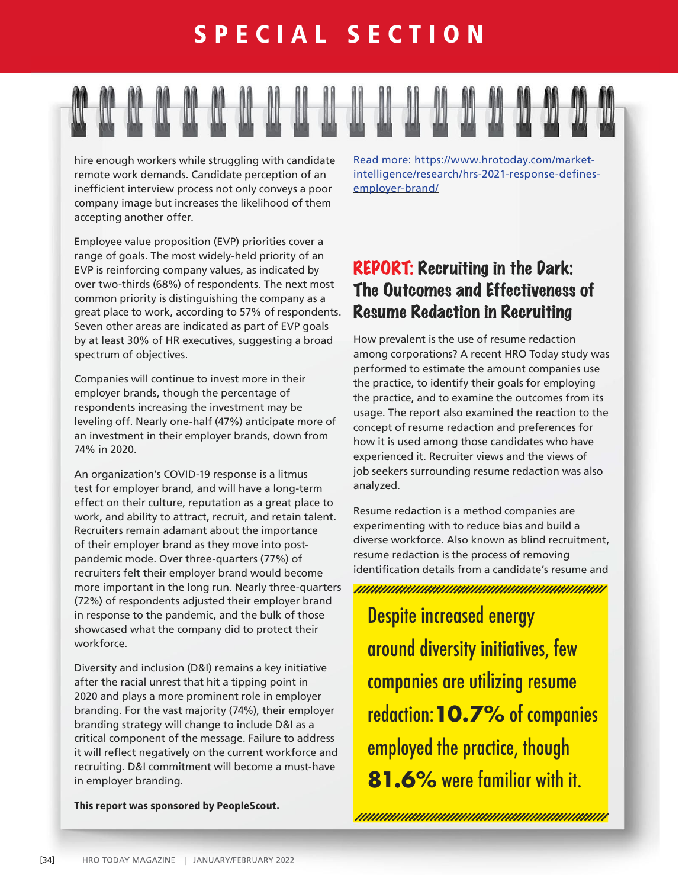hire enough workers while struggling with candidate remote work demands. Candidate perception of an inefficient interview process not only conveys a poor company image but increases the likelihood of them accepting another offer.

Employee value proposition (EVP) priorities cover a range of goals. The most widely-held priority of an EVP is reinforcing company values, as indicated by over two-thirds (68%) of respondents. The next most common priority is distinguishing the company as a great place to work, according to 57% of respondents. Seven other areas are indicated as part of EVP goals by at least 30% of HR executives, suggesting a broad spectrum of objectives.

Companies will continue to invest more in their employer brands, though the percentage of respondents increasing the investment may be leveling off. Nearly one-half (47%) anticipate more of an investment in their employer brands, down from 74% in 2020.

An organization's COVID-19 response is a litmus test for employer brand, and will have a long-term effect on their culture, reputation as a great place to work, and ability to attract, recruit, and retain talent. Recruiters remain adamant about the importance of their employer brand as they move into post-pandemic mode. Over three-quarters (77%) of recruiters felt their employer brand would become more important in the long run. Nearly three-quarters (72%) of respondents adjusted their employer brand in response to the pandemic, and the bulk of those showcased what the company did to protect their workforce.

Diversity and inclusion (D&I) remains a key initiative after the racial unrest that hit a tipping point in 2020 and plays a more prominent role in employer branding. For the vast majority (74%), their employer branding strategy will change to include D&I as a critical component of the message. Failure to address it will reflect negatively on the current workforce and recruiting. D&I commitment will become a must-have in employer branding.

**This report was sponsored by PeopleScout.**

[Read more: https://www.hrotoday.com/market-intelligence/research/hrs-2021-response-defines-employer-brand/](https://www.hrotoday.com/market-intelligence/research/hrs-2021-response-defines-employer-brand/)

## REPORT: Recruiting in the Dark: The Outcomes and Effectiveness of Resume Redaction in Recruiting

How prevalent is the use of resume redaction among corporations? A recent HRO Today study was performed to estimate the amount companies use the practice, to identify their goals for employing the practice, and to examine the outcomes from its usage. The report also examined the reaction to the concept of resume redaction and preferences for how it is used among those candidates who have experienced it. Recruiter views and the views of job seekers surrounding resume redaction was also analyzed.

Resume redaction is a method companies are experimenting with to reduce bias and build a diverse workforce. Also known as blind recruitment, resume redaction is the process of removing identification details from a candidate's resume and

> Despite increased energy around diversity initiatives, few companies are utilizing resume redaction: **10.7%** of companies employed the practice, though **81.6%** were familiar with it.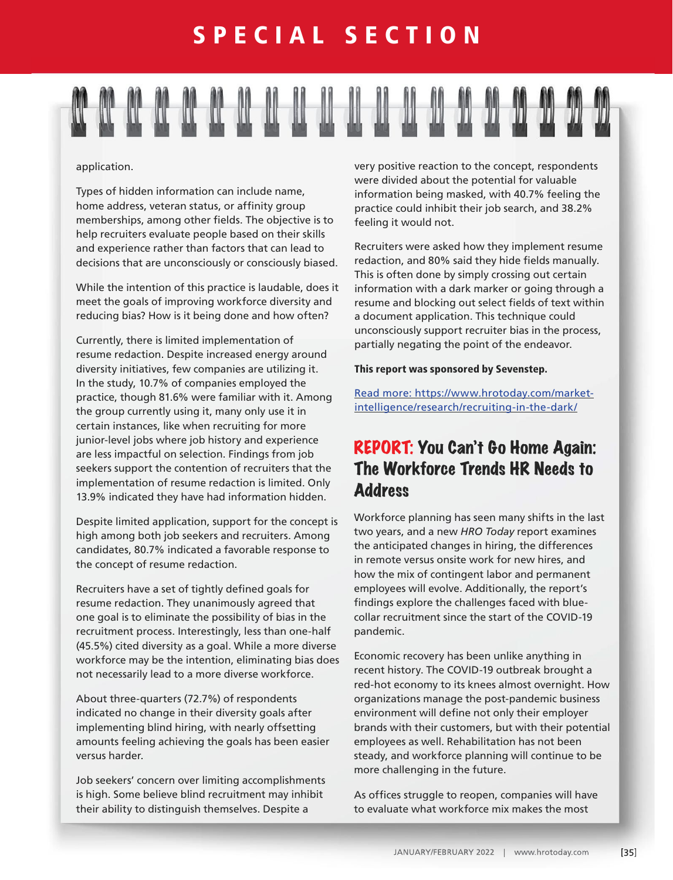application.

Types of hidden information can include name, home address, veteran status, or affinity group memberships, among other fields. The objective is to help recruiters evaluate people based on their skills and experience rather than factors that can lead to decisions that are unconsciously or consciously biased.

While the intention of this practice is laudable, does it meet the goals of improving workforce diversity and reducing bias? How is it being done and how often?

Currently, there is limited implementation of resume redaction. Despite increased energy around diversity initiatives, few companies are utilizing it. In the study, 10.7% of companies employed the practice, though 81.6% were familiar with it. Among the group currently using it, many only use it in certain instances, like when recruiting for more junior-level jobs where job history and experience are less impactful on selection. Findings from job seekers support the contention of recruiters that the implementation of resume redaction is limited. Only 13.9% indicated they have had information hidden.

Despite limited application, support for the concept is high among both job seekers and recruiters. Among candidates, 80.7% indicated a favorable response to the concept of resume redaction.

Recruiters have a set of tightly defined goals for resume redaction. They unanimously agreed that one goal is to eliminate the possibility of bias in the recruitment process. Interestingly, less than one-half (45.5%) cited diversity as a goal. While a more diverse workforce may be the intention, eliminating bias does not necessarily lead to a more diverse workforce.

About three-quarters (72.7%) of respondents indicated no change in their diversity goals after implementing blind hiring, with nearly offsetting amounts feeling achieving the goals has been easier versus harder.

Job seekers' concern over limiting accomplishments is high. Some believe blind recruitment may inhibit their ability to distinguish themselves. Despite a very positive reaction to the concept, respondents were divided about the potential for valuable information being masked, with 40.7% feeling the practice could inhibit their job search, and 38.2% feeling it would not.

Recruiters were asked how they implement resume redaction, and 80% said they hide fields manually. This is often done by simply crossing out certain information with a dark marker or going through a resume and blocking out select fields of text within a document application. This technique could unconsciously support recruiter bias in the process, partially negating the point of the endeavor.

**This report was sponsored by Sevenstep.**

[Read more: https://www.hrotoday.com/market-intelligence/research/recruiting-in-the-dark/](https://www.hrotoday.com/market-intelligence/research/recruiting-in-the-dark/)

## REPORT: You Can't Go Home Again: The Workforce Trends HR Needs to Address

Workforce planning has seen many shifts in the last two years, and a new *HRO Today* report examines the anticipated changes in hiring, the differences in remote versus onsite work for new hires, and how the mix of contingent labor and permanent employees will evolve. Additionally, the report's findings explore the challenges faced with blue-collar recruitment since the start of the COVID-19 pandemic.

Economic recovery has been unlike anything in recent history. The COVID-19 outbreak brought a red-hot economy to its knees almost overnight. How organizations manage the post-pandemic business environment will define not only their employer brands with their customers, but with their potential employees as well. Rehabilitation has not been steady, and workforce planning will continue to be more challenging in the future.

As offices struggle to reopen, companies will have to evaluate what workforce mix makes the most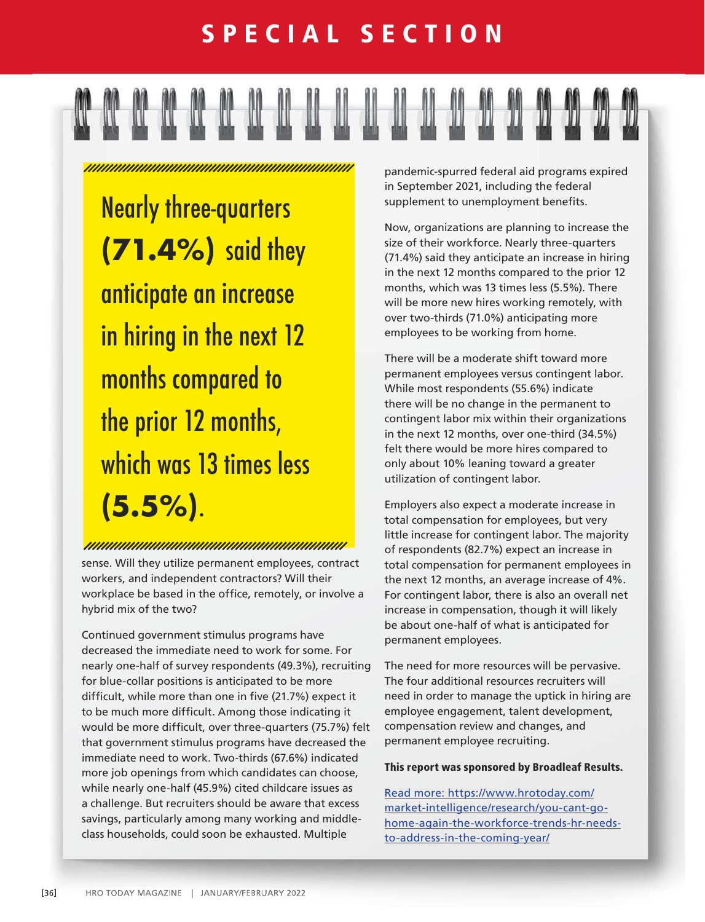**Nearly three-quarters (71.4%) said they anticipate an increase in hiring in the next 12 months compared to the prior 12 months, which was 13 times less (5.5%).**

sense. Will they utilize permanent employees, contract workers, and independent contractors? Will their workplace be based in the office, remotely, or involve a hybrid mix of the two?

Continued government stimulus programs have decreased the immediate need to work for some. For nearly one-half of survey respondents (49.3%), recruiting for blue-collar positions is anticipated to be more difficult, while more than one in five (21.7%) expect it to be much more difficult. Among those indicating it would be more difficult, over three-quarters (75.7%) felt that government stimulus programs have decreased the immediate need to work. Two-thirds (67.6%) indicated more job openings from which candidates can choose, while nearly one-half (45.9%) cited childcare issues as a challenge. But recruiters should be aware that excess savings, particularly among many working and middle-class households, could soon be exhausted. Multiple pandemic-spurred federal aid programs expired in September 2021, including the federal supplement to unemployment benefits.

Now, organizations are planning to increase the size of their workforce. Nearly three-quarters (71.4%) said they anticipate an increase in hiring in the next 12 months compared to the prior 12 months, which was 13 times less (5.5%). There will be more new hires working remotely, with over two-thirds (71.0%) anticipating more employees to be working from home.

There will be a moderate shift toward more permanent employees versus contingent labor. While most respondents (55.6%) indicate there will be no change in the permanent to contingent labor mix within their organizations in the next 12 months, over one-third (34.5%) felt there would be more hires compared to only about 10% leaning toward a greater utilization of contingent labor.

Employers also expect a moderate increase in total compensation for employees, but very little increase for contingent labor. The majority of respondents (82.7%) expect an increase in total compensation for permanent employees in the next 12 months, an average increase of 4%. For contingent labor, there is also an overall net increase in compensation, though it will likely be about one-half of what is anticipated for permanent employees.

The need for more resources will be pervasive. The four additional resources recruiters will need in order to manage the uptick in hiring are employee engagement, talent development, compensation review and changes, and permanent employee recruiting.

**This report was sponsored by Broadleaf Results.**

Read more: https://www.hrotoday.com/market-intelligence/research/you-cant-go-home-again-the-workforce-trends-hr-needs-to-address-in-the-coming-year/